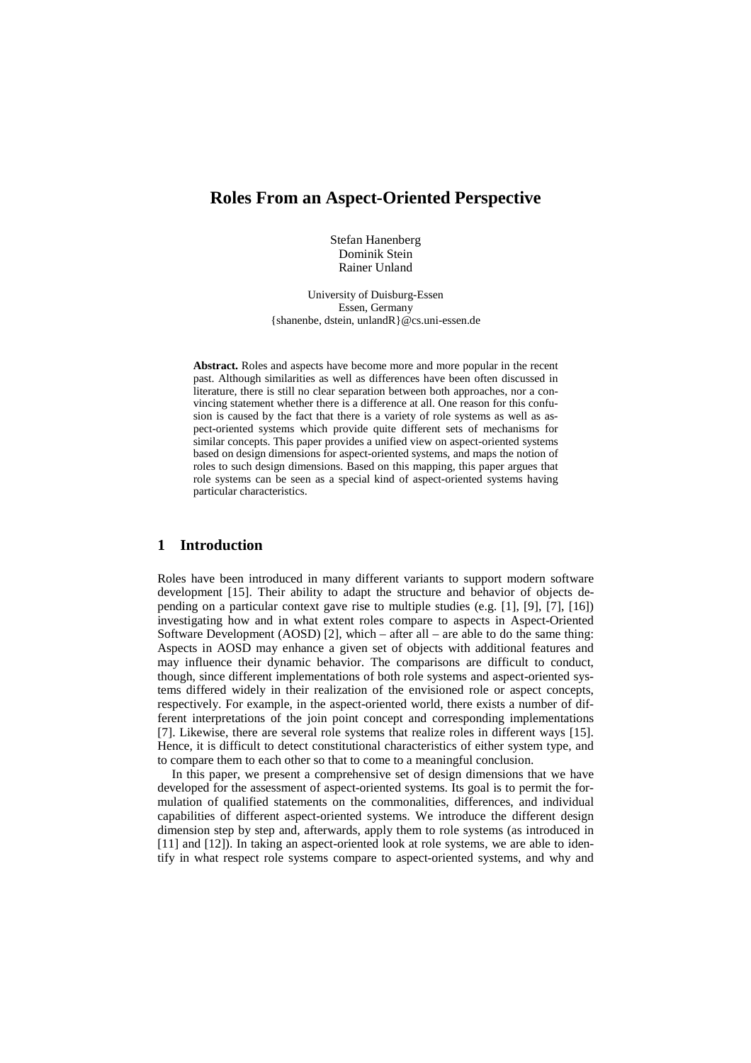# Roles From an Aspect-Oriented Perspective

Stefan Hanenberg
Dominik Stein
Rainer Unland

University of Duisburg-Essen
Essen, Germany
{shanenbe, dstein, unlandR}@cs.uni-essen.de

**Abstract.** Roles and aspects have become more and more popular in the recent past. Although similarities as well as differences have been often discussed in literature, there is still no clear separation between both approaches, nor a convincing statement whether there is a difference at all. One reason for this confusion is caused by the fact that there is a variety of role systems as well as aspect-oriented systems which provide quite different sets of mechanisms for similar concepts. This paper provides a unified view on aspect-oriented systems based on design dimensions for aspect-oriented systems, and maps the notion of roles to such design dimensions. Based on this mapping, this paper argues that role systems can be seen as a special kind of aspect-oriented systems having particular characteristics.

## 1 Introduction

Roles have been introduced in many different variants to support modern software development [15]. Their ability to adapt the structure and behavior of objects depending on a particular context gave rise to multiple studies (e.g. [1], [9], [7], [16]) investigating how and in what extent roles compare to aspects in Aspect-Oriented Software Development (AOSD) [2], which – after all – are able to do the same thing: Aspects in AOSD may enhance a given set of objects with additional features and may influence their dynamic behavior. The comparisons are difficult to conduct, though, since different implementations of both role systems and aspect-oriented systems differed widely in their realization of the envisioned role or aspect concepts, respectively. For example, in the aspect-oriented world, there exists a number of different interpretations of the join point concept and corresponding implementations [7]. Likewise, there are several role systems that realize roles in different ways [15]. Hence, it is difficult to detect constitutional characteristics of either system type, and to compare them to each other so that to come to a meaningful conclusion.

In this paper, we present a comprehensive set of design dimensions that we have developed for the assessment of aspect-oriented systems. Its goal is to permit the formulation of qualified statements on the commonalities, differences, and individual capabilities of different aspect-oriented systems. We introduce the different design dimension step by step and, afterwards, apply them to role systems (as introduced in [11] and [12]). In taking an aspect-oriented look at role systems, we are able to identify in what respect role systems compare to aspect-oriented systems, and why and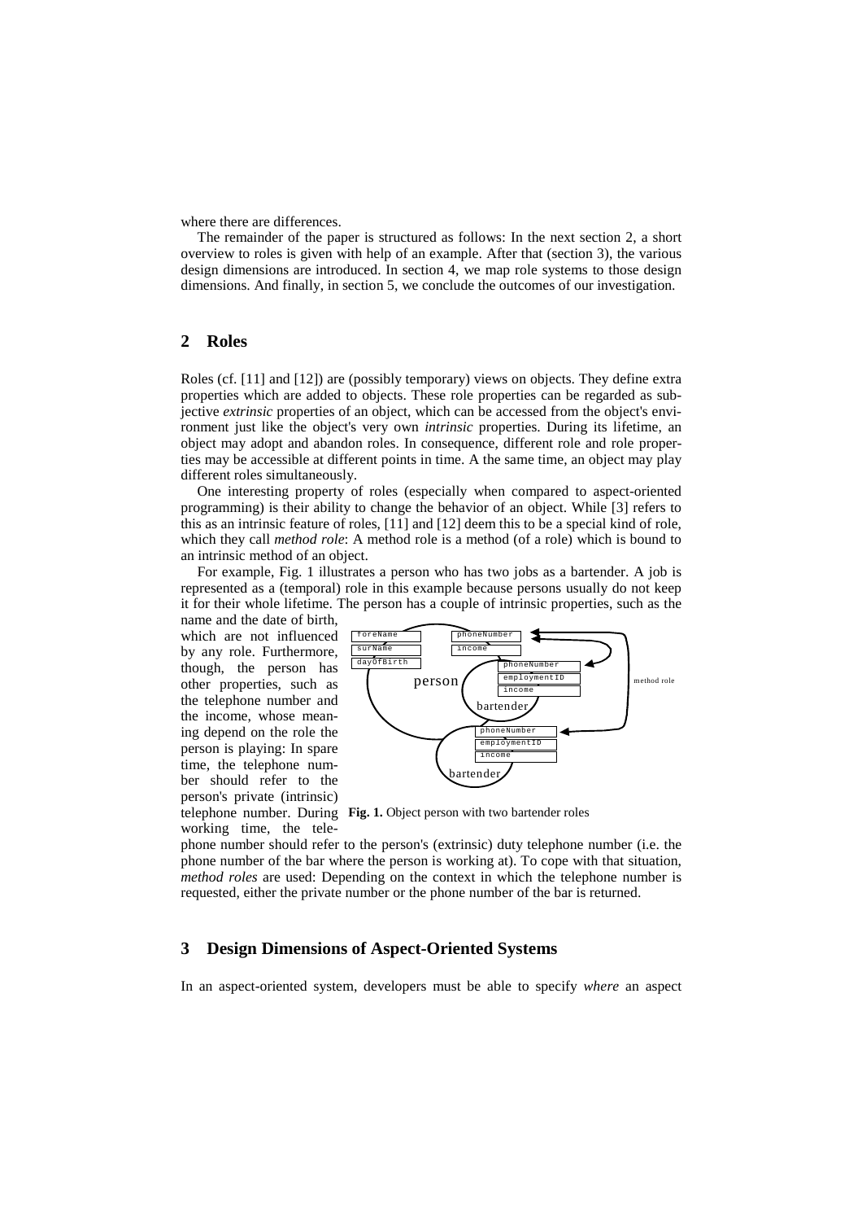where there are differences.

The remainder of the paper is structured as follows: In the next section 2, a short overview to roles is given with help of an example. After that (section 3), the various design dimensions are introduced. In section 4, we map role systems to those design dimensions. And finally, in section 5, we conclude the outcomes of our investigation.

## 2 Roles

Roles (cf. [11] and [12]) are (possibly temporary) views on objects. They define extra properties which are added to objects. These role properties can be regarded as subjective *extrinsic* properties of an object, which can be accessed from the object's environment just like the object's very own *intrinsic* properties. During its lifetime, an object may adopt and abandon roles. In consequence, different role and role properties may be accessible at different points in time. A the same time, an object may play different roles simultaneously.

One interesting property of roles (especially when compared to aspect-oriented programming) is their ability to change the behavior of an object. While [3] refers to this as an intrinsic feature of roles, [11] and [12] deem this to be a special kind of role, which they call *method role*: A method role is a method (of a role) which is bound to an intrinsic method of an object.

For example, Fig. 1 illustrates a person who has two jobs as a bartender. A job is represented as a (temporal) role in this example because persons usually do not keep it for their whole lifetime. The person has a couple of intrinsic properties, such as the name and the date of birth, which are not influenced by any role. Furthermore, though, the person has other properties, such as the telephone number and the income, whose meaning depend on the role the person is playing: In spare time, the telephone number should refer to the person's private (intrinsic) telephone number. During working time, the telephone number should refer to the person's (extrinsic) duty telephone number (i.e. the phone number of the bar where the person is working at). To cope with that situation, *method roles* are used: Depending on the context in which the telephone number is requested, either the private number or the phone number of the bar is returned.

**Fig. 1.** Object person with two bartender roles

## 3 Design Dimensions of Aspect-Oriented Systems

In an aspect-oriented system, developers must be able to specify *where* an aspect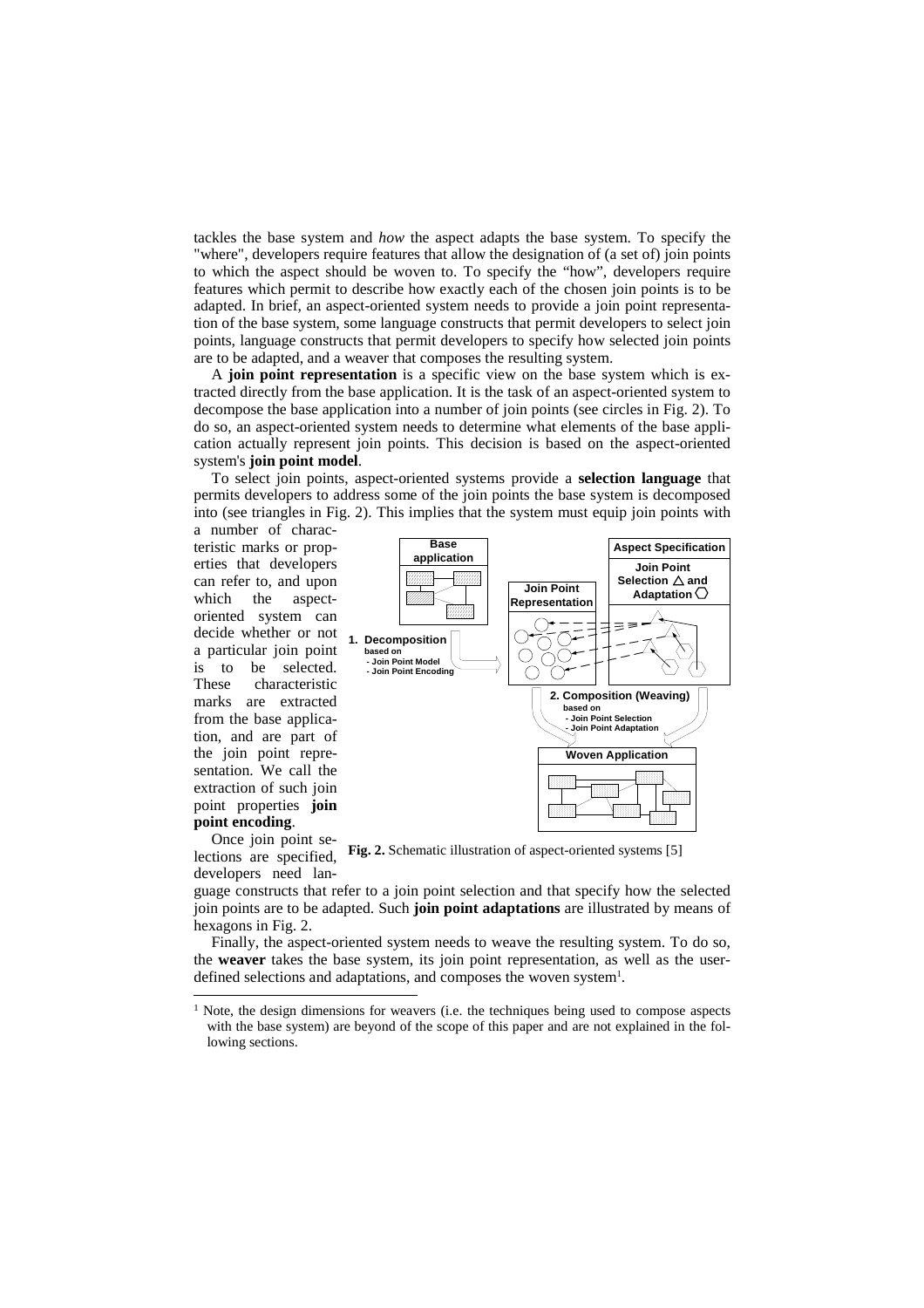tackles the base system and *how* the aspect adapts the base system. To specify the "where", developers require features that allow the designation of (a set of) join points to which the aspect should be woven to. To specify the "how", developers require features which permit to describe how exactly each of the chosen join points is to be adapted. In brief, an aspect-oriented system needs to provide a join point representation of the base system, some language constructs that permit developers to select join points, language constructs that permit developers to specify how selected join points are to be adapted, and a weaver that composes the resulting system.

A **join point representation** is a specific view on the base system which is extracted directly from the base application. It is the task of an aspect-oriented system to decompose the base application into a number of join points (see circles in Fig. 2). To do so, an aspect-oriented system needs to determine what elements of the base application actually represent join points. This decision is based on the aspect-oriented system's **join point model**.

To select join points, aspect-oriented systems provide a **selection language** that permits developers to address some of the join points the base system is decomposed into (see triangles in Fig. 2). This implies that the system must equip join points with a number of characteristic marks or properties that developers can refer to, and upon which the aspect-oriented system can decide whether or not a particular join point is to be selected. These characteristic marks are extracted from the base application, and are part of the join point representation. We call the extraction of such join point properties **join point encoding**.

Fig. 2. Schematic illustration of aspect-oriented systems [5]

Once join point selections are specified, developers need language constructs that refer to a join point selection and that specify how the selected join points are to be adapted. Such **join point adaptations** are illustrated by means of hexagons in Fig. 2.

Finally, the aspect-oriented system needs to weave the resulting system. To do so, the **weaver** takes the base system, its join point representation, as well as the user-defined selections and adaptations, and composes the woven system[1].

[1] Note, the design dimensions for weavers (i.e. the techniques being used to compose aspects with the base system) are beyond of the scope of this paper and are not explained in the following sections.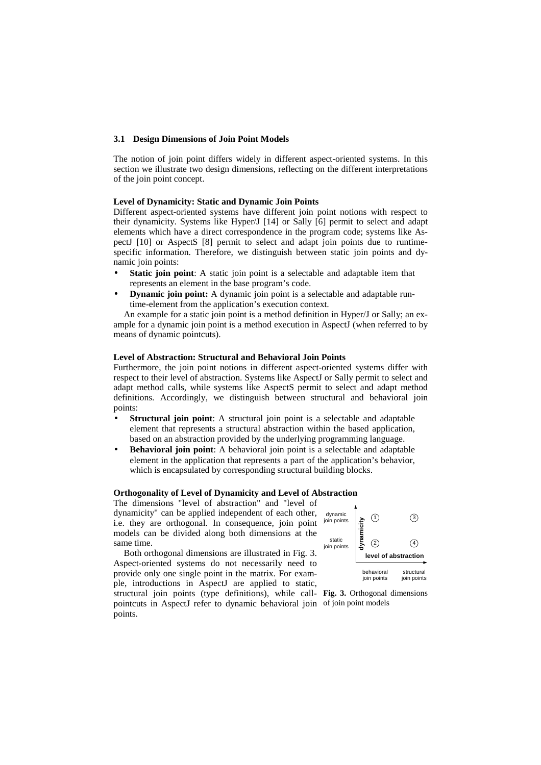### 3.1 Design Dimensions of Join Point Models

The notion of join point differs widely in different aspect-oriented systems. In this section we illustrate two design dimensions, reflecting on the different interpretations of the join point concept.

**Level of Dynamicity: Static and Dynamic Join Points**

Different aspect-oriented systems have different join point notions with respect to their dynamicity. Systems like Hyper/J [14] or Sally [6] permit to select and adapt elements which have a direct correspondence in the program code; systems like AspectJ [10] or AspectS [8] permit to select and adapt join points due to runtime-specific information. Therefore, we distinguish between static join points and dynamic join points:

- **Static join point**: A static join point is a selectable and adaptable item that represents an element in the base program's code.
- **Dynamic join point:** A dynamic join point is a selectable and adaptable run-time-element from the application's execution context.

An example for a static join point is a method definition in Hyper/J or Sally; an example for a dynamic join point is a method execution in AspectJ (when referred to by means of dynamic pointcuts).

**Level of Abstraction: Structural and Behavioral Join Points**

Furthermore, the join point notions in different aspect-oriented systems differ with respect to their level of abstraction. Systems like AspectJ or Sally permit to select and adapt method calls, while systems like AspectS permit to select and adapt method definitions. Accordingly, we distinguish between structural and behavioral join points:

- **Structural join point**: A structural join point is a selectable and adaptable element that represents a structural abstraction within the based application, based on an abstraction provided by the underlying programming language.
- **Behavioral join point**: A behavioral join point is a selectable and adaptable element in the application that represents a part of the application's behavior, which is encapsulated by corresponding structural building blocks.

**Orthogonality of Level of Dynamicity and Level of Abstraction**

The dimensions "level of abstraction" and "level of dynamicity" can be applied independent of each other, i.e. they are orthogonal. In consequence, join point models can be divided along both dimensions at the same time.

Both orthogonal dimensions are illustrated in Fig. 3. Aspect-oriented systems do not necessarily need to provide only one single point in the matrix. For example, introductions in AspectJ are applied to static, structural join points (type definitions), while call-pointcuts in AspectJ refer to dynamic behavioral join points.

| dynamicity | behavioral join points | structural join points |
|---|---|---|
| dynamic join points | ① | ③ |
| static join points | ② | ④ |

**Fig. 3.** Orthogonal dimensions of join point models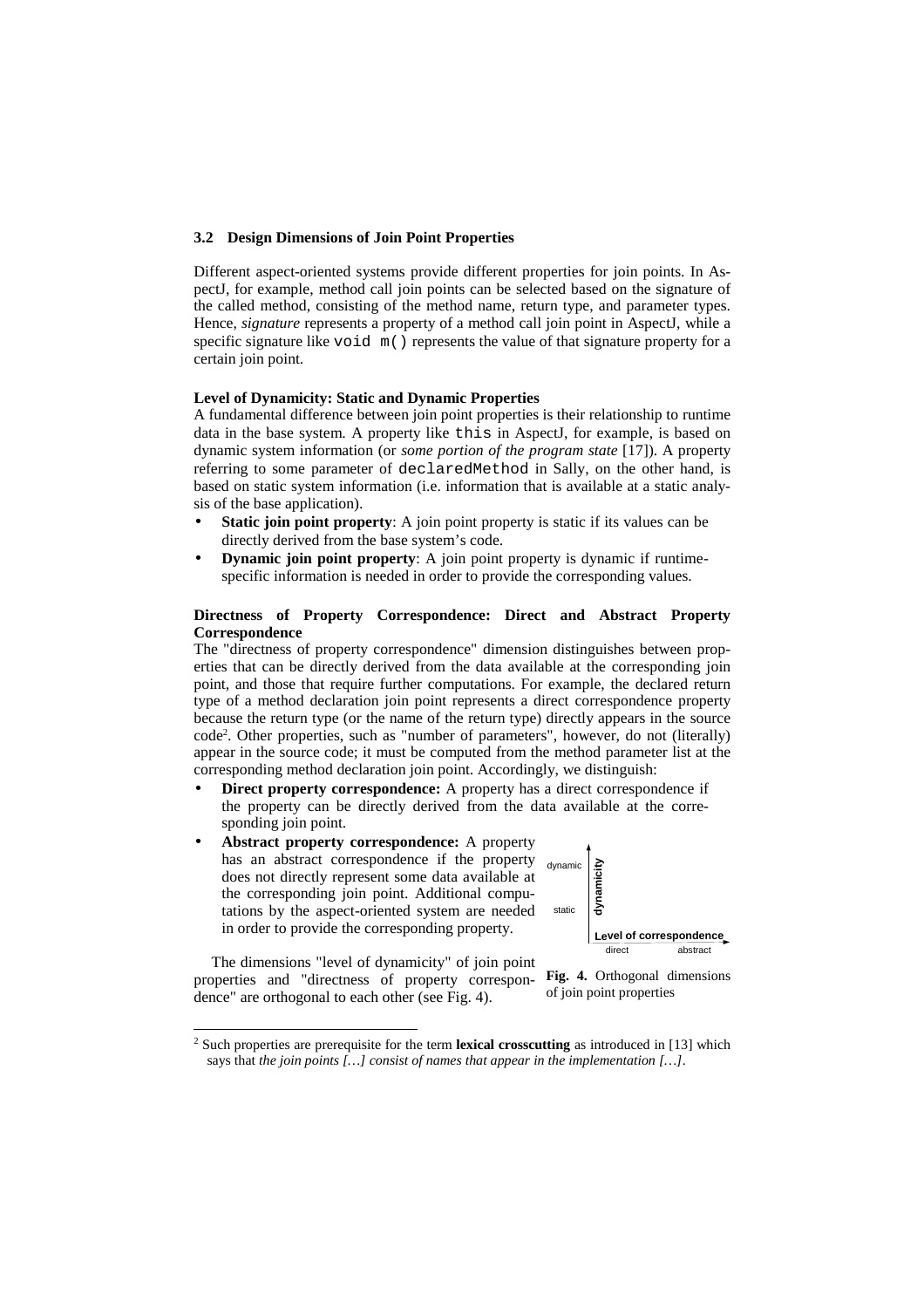### 3.2 Design Dimensions of Join Point Properties

Different aspect-oriented systems provide different properties for join points. In AspectJ, for example, method call join points can be selected based on the signature of the called method, consisting of the method name, return type, and parameter types. Hence, *signature* represents a property of a method call join point in AspectJ, while a specific signature like `void m()` represents the value of that signature property for a certain join point.

**Level of Dynamicity: Static and Dynamic Properties**

A fundamental difference between join point properties is their relationship to runtime data in the base system. A property like `this` in AspectJ, for example, is based on dynamic system information (or *some portion of the program state* [17]). A property referring to some parameter of `declaredMethod` in Sally, on the other hand, is based on static system information (i.e. information that is available at a static analysis of the base application).

- **Static join point property**: A join point property is static if its values can be directly derived from the base system's code.
- **Dynamic join point property**: A join point property is dynamic if runtime-specific information is needed in order to provide the corresponding values.

**Directness of Property Correspondence: Direct and Abstract Property Correspondence**

The "directness of property correspondence" dimension distinguishes between properties that can be directly derived from the data available at the corresponding join point, and those that require further computations. For example, the declared return type of a method declaration join point represents a direct correspondence property because the return type (or the name of the return type) directly appears in the source code[2]. Other properties, such as "number of parameters", however, do not (literally) appear in the source code; it must be computed from the method parameter list at the corresponding method declaration join point. Accordingly, we distinguish:

- **Direct property correspondence:** A property has a direct correspondence if the property can be directly derived from the data available at the corresponding join point.
- **Abstract property correspondence:** A property has an abstract correspondence if the property does not directly represent some data available at the corresponding join point. Additional computations by the aspect-oriented system are needed in order to provide the corresponding property.

The dimensions "level of dynamicity" of join point properties and "directness of property correspondence" are orthogonal to each other (see Fig. 4).

**Fig. 4.** Orthogonal dimensions of join point properties

[2] Such properties are prerequisite for the term **lexical crosscutting** as introduced in [13] which says that *the join points […] consist of names that appear in the implementation […]*.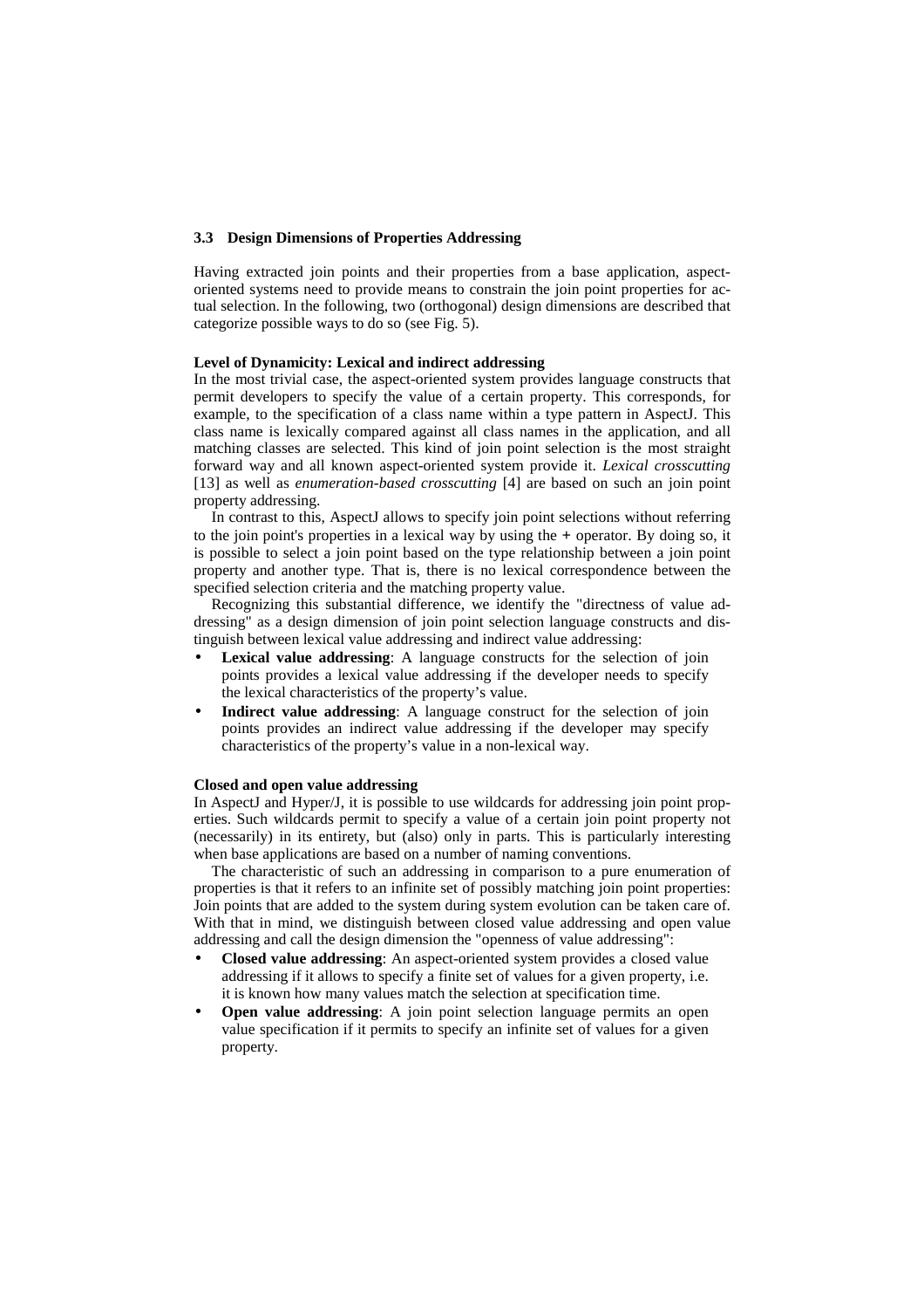### 3.3 Design Dimensions of Properties Addressing

Having extracted join points and their properties from a base application, aspect-oriented systems need to provide means to constrain the join point properties for actual selection. In the following, two (orthogonal) design dimensions are described that categorize possible ways to do so (see Fig. 5).

**Level of Dynamicity: Lexical and indirect addressing**

In the most trivial case, the aspect-oriented system provides language constructs that permit developers to specify the value of a certain property. This corresponds, for example, to the specification of a class name within a type pattern in AspectJ. This class name is lexically compared against all class names in the application, and all matching classes are selected. This kind of join point selection is the most straight forward way and all known aspect-oriented system provide it. *Lexical crosscutting* [13] as well as *enumeration-based crosscutting* [4] are based on such an join point property addressing.

In contrast to this, AspectJ allows to specify join point selections without referring to the join point's properties in a lexical way by using the **+** operator. By doing so, it is possible to select a join point based on the type relationship between a join point property and another type. That is, there is no lexical correspondence between the specified selection criteria and the matching property value.

Recognizing this substantial difference, we identify the "directness of value addressing" as a design dimension of join point selection language constructs and distinguish between lexical value addressing and indirect value addressing:

- **Lexical value addressing**: A language constructs for the selection of join points provides a lexical value addressing if the developer needs to specify the lexical characteristics of the property's value.
- **Indirect value addressing**: A language construct for the selection of join points provides an indirect value addressing if the developer may specify characteristics of the property's value in a non-lexical way.

**Closed and open value addressing**

In AspectJ and Hyper/J, it is possible to use wildcards for addressing join point properties. Such wildcards permit to specify a value of a certain join point property not (necessarily) in its entirety, but (also) only in parts. This is particularly interesting when base applications are based on a number of naming conventions.

The characteristic of such an addressing in comparison to a pure enumeration of properties is that it refers to an infinite set of possibly matching join point properties: Join points that are added to the system during system evolution can be taken care of. With that in mind, we distinguish between closed value addressing and open value addressing and call the design dimension the "openness of value addressing":

- **Closed value addressing**: An aspect-oriented system provides a closed value addressing if it allows to specify a finite set of values for a given property, i.e. it is known how many values match the selection at specification time.
- **Open value addressing**: A join point selection language permits an open value specification if it permits to specify an infinite set of values for a given property.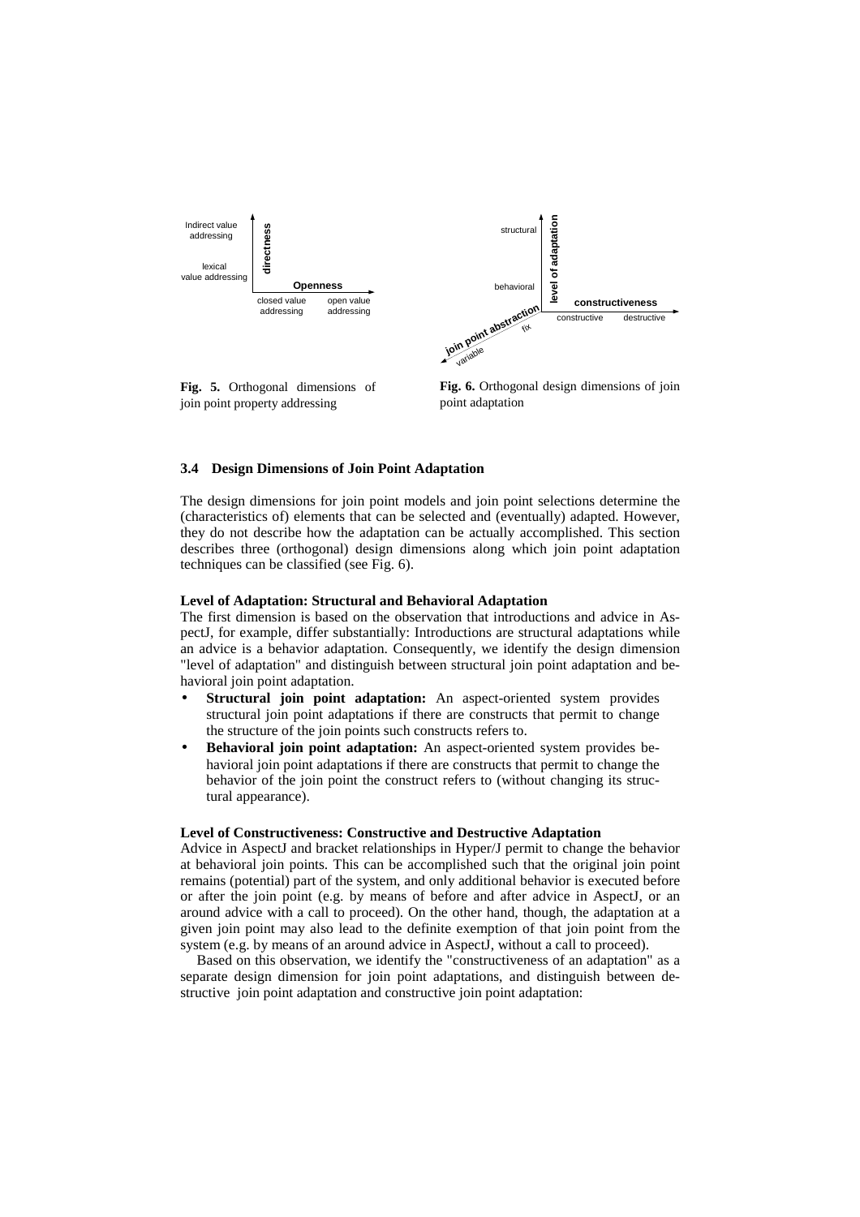Fig. 5. Orthogonal dimensions of join point property addressing

Fig. 6. Orthogonal design dimensions of join point adaptation

### 3.4 Design Dimensions of Join Point Adaptation

The design dimensions for join point models and join point selections determine the (characteristics of) elements that can be selected and (eventually) adapted. However, they do not describe how the adaptation can be actually accomplished. This section describes three (orthogonal) design dimensions along which join point adaptation techniques can be classified (see Fig. 6).

**Level of Adaptation: Structural and Behavioral Adaptation**

The first dimension is based on the observation that introductions and advice in AspectJ, for example, differ substantially: Introductions are structural adaptations while an advice is a behavior adaptation. Consequently, we identify the design dimension "level of adaptation" and distinguish between structural join point adaptation and behavioral join point adaptation.

- **Structural join point adaptation:** An aspect-oriented system provides structural join point adaptations if there are constructs that permit to change the structure of the join points such constructs refers to.
- **Behavioral join point adaptation:** An aspect-oriented system provides behavioral join point adaptations if there are constructs that permit to change the behavior of the join point the construct refers to (without changing its structural appearance).

**Level of Constructiveness: Constructive and Destructive Adaptation**

Advice in AspectJ and bracket relationships in Hyper/J permit to change the behavior at behavioral join points. This can be accomplished such that the original join point remains (potential) part of the system, and only additional behavior is executed before or after the join point (e.g. by means of before and after advice in AspectJ, or an around advice with a call to proceed). On the other hand, though, the adaptation at a given join point may also lead to the definite exemption of that join point from the system (e.g. by means of an around advice in AspectJ, without a call to proceed).

Based on this observation, we identify the "constructiveness of an adaptation" as a separate design dimension for join point adaptations, and distinguish between destructive join point adaptation and constructive join point adaptation: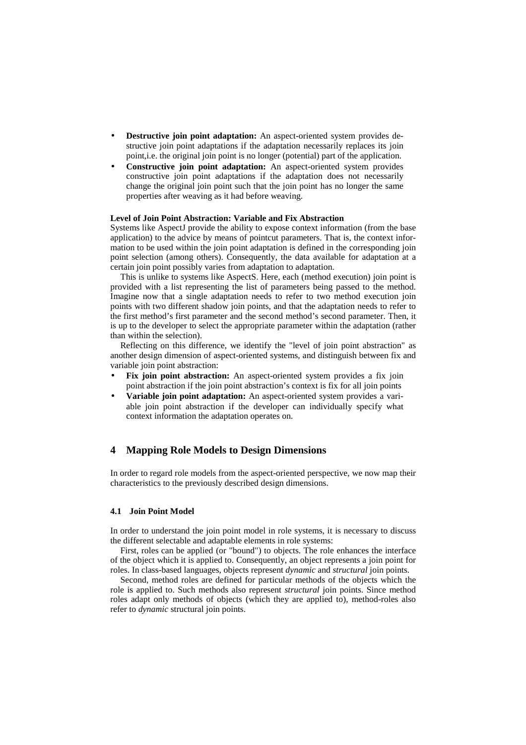- **Destructive join point adaptation:** An aspect-oriented system provides destructive join point adaptations if the adaptation necessarily replaces its join point,i.e. the original join point is no longer (potential) part of the application.
- **Constructive join point adaptation:** An aspect-oriented system provides constructive join point adaptations if the adaptation does not necessarily change the original join point such that the join point has no longer the same properties after weaving as it had before weaving.

**Level of Join Point Abstraction: Variable and Fix Abstraction**

Systems like AspectJ provide the ability to expose context information (from the base application) to the advice by means of pointcut parameters. That is, the context information to be used within the join point adaptation is defined in the corresponding join point selection (among others). Consequently, the data available for adaptation at a certain join point possibly varies from adaptation to adaptation.

This is unlike to systems like AspectS. Here, each (method execution) join point is provided with a list representing the list of parameters being passed to the method. Imagine now that a single adaptation needs to refer to two method execution join points with two different shadow join points, and that the adaptation needs to refer to the first method's first parameter and the second method's second parameter. Then, it is up to the developer to select the appropriate parameter within the adaptation (rather than within the selection).

Reflecting on this difference, we identify the "level of join point abstraction" as another design dimension of aspect-oriented systems, and distinguish between fix and variable join point abstraction:

- **Fix join point abstraction:** An aspect-oriented system provides a fix join point abstraction if the join point abstraction's context is fix for all join points
- **Variable join point adaptation:** An aspect-oriented system provides a variable join point abstraction if the developer can individually specify what context information the adaptation operates on.

## 4 Mapping Role Models to Design Dimensions

In order to regard role models from the aspect-oriented perspective, we now map their characteristics to the previously described design dimensions.

### 4.1 Join Point Model

In order to understand the join point model in role systems, it is necessary to discuss the different selectable and adaptable elements in role systems:

First, roles can be applied (or "bound") to objects. The role enhances the interface of the object which it is applied to. Consequently, an object represents a join point for roles. In class-based languages, objects represent *dynamic* and *structural* join points.

Second, method roles are defined for particular methods of the objects which the role is applied to. Such methods also represent *structural* join points. Since method roles adapt only methods of objects (which they are applied to), method-roles also refer to *dynamic* structural join points.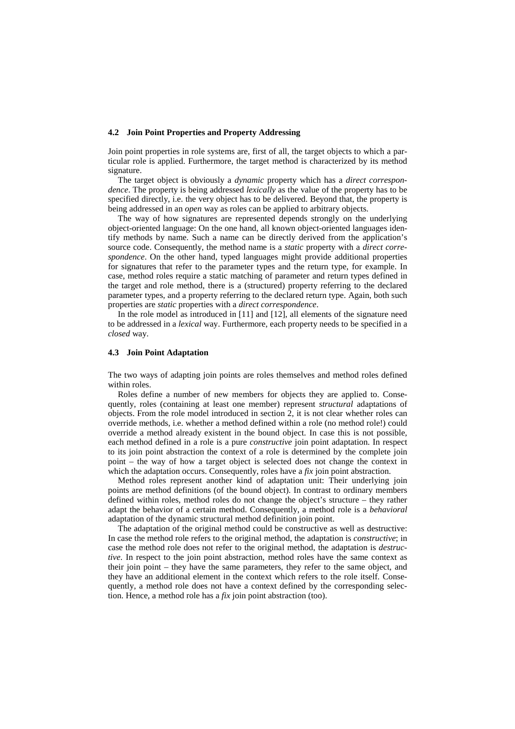### 4.2 Join Point Properties and Property Addressing

Join point properties in role systems are, first of all, the target objects to which a particular role is applied. Furthermore, the target method is characterized by its method signature.

The target object is obviously a *dynamic* property which has a *direct correspondence*. The property is being addressed *lexically* as the value of the property has to be specified directly, i.e. the very object has to be delivered. Beyond that, the property is being addressed in an *open* way as roles can be applied to arbitrary objects.

The way of how signatures are represented depends strongly on the underlying object-oriented language: On the one hand, all known object-oriented languages identify methods by name. Such a name can be directly derived from the application's source code. Consequently, the method name is a *static* property with a *direct correspondence*. On the other hand, typed languages might provide additional properties for signatures that refer to the parameter types and the return type, for example. In case, method roles require a static matching of parameter and return types defined in the target and role method, there is a (structured) property referring to the declared parameter types, and a property referring to the declared return type. Again, both such properties are *static* properties with a *direct correspondence*.

In the role model as introduced in [11] and [12], all elements of the signature need to be addressed in a *lexical* way. Furthermore, each property needs to be specified in a *closed* way.

### 4.3 Join Point Adaptation

The two ways of adapting join points are roles themselves and method roles defined within roles.

Roles define a number of new members for objects they are applied to. Consequently, roles (containing at least one member) represent *structural* adaptations of objects. From the role model introduced in section 2, it is not clear whether roles can override methods, i.e. whether a method defined within a role (no method role!) could override a method already existent in the bound object. In case this is not possible, each method defined in a role is a pure *constructive* join point adaptation. In respect to its join point abstraction the context of a role is determined by the complete join point – the way of how a target object is selected does not change the context in which the adaptation occurs. Consequently, roles have a *fix* join point abstraction.

Method roles represent another kind of adaptation unit: Their underlying join points are method definitions (of the bound object). In contrast to ordinary members defined within roles, method roles do not change the object's structure – they rather adapt the behavior of a certain method. Consequently, a method role is a *behavioral* adaptation of the dynamic structural method definition join point.

The adaptation of the original method could be constructive as well as destructive: In case the method role refers to the original method, the adaptation is *constructive*; in case the method role does not refer to the original method, the adaptation is *destructive*. In respect to the join point abstraction, method roles have the same context as their join point – they have the same parameters, they refer to the same object, and they have an additional element in the context which refers to the role itself. Consequently, a method role does not have a context defined by the corresponding selection. Hence, a method role has a *fix* join point abstraction (too).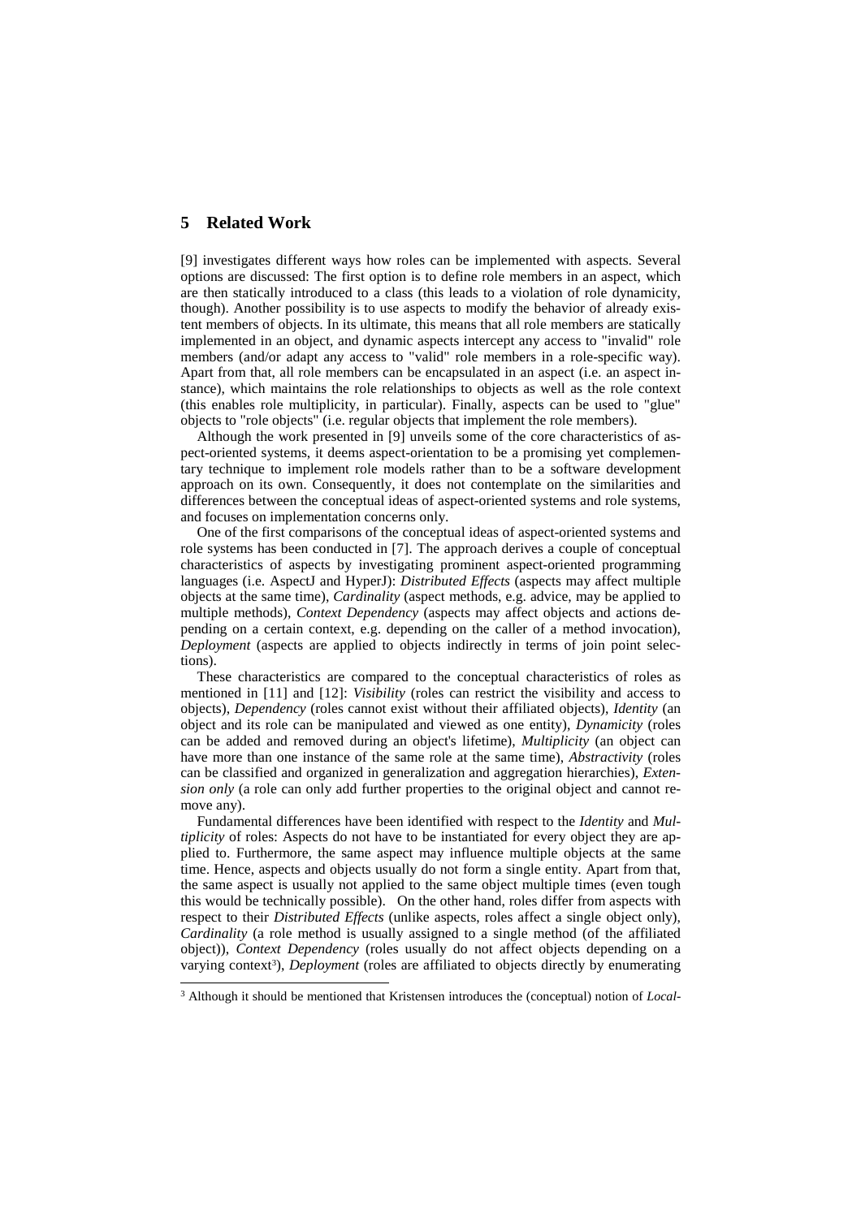## 5 Related Work

[9] investigates different ways how roles can be implemented with aspects. Several options are discussed: The first option is to define role members in an aspect, which are then statically introduced to a class (this leads to a violation of role dynamicity, though). Another possibility is to use aspects to modify the behavior of already existent members of objects. In its ultimate, this means that all role members are statically implemented in an object, and dynamic aspects intercept any access to "invalid" role members (and/or adapt any access to "valid" role members in a role-specific way). Apart from that, all role members can be encapsulated in an aspect (i.e. an aspect instance), which maintains the role relationships to objects as well as the role context (this enables role multiplicity, in particular). Finally, aspects can be used to "glue" objects to "role objects" (i.e. regular objects that implement the role members).

Although the work presented in [9] unveils some of the core characteristics of aspect-oriented systems, it deems aspect-orientation to be a promising yet complementary technique to implement role models rather than to be a software development approach on its own. Consequently, it does not contemplate on the similarities and differences between the conceptual ideas of aspect-oriented systems and role systems, and focuses on implementation concerns only.

One of the first comparisons of the conceptual ideas of aspect-oriented systems and role systems has been conducted in [7]. The approach derives a couple of conceptual characteristics of aspects by investigating prominent aspect-oriented programming languages (i.e. AspectJ and HyperJ): *Distributed Effects* (aspects may affect multiple objects at the same time), *Cardinality* (aspect methods, e.g. advice, may be applied to multiple methods), *Context Dependency* (aspects may affect objects and actions depending on a certain context, e.g. depending on the caller of a method invocation), *Deployment* (aspects are applied to objects indirectly in terms of join point selections).

These characteristics are compared to the conceptual characteristics of roles as mentioned in [11] and [12]: *Visibility* (roles can restrict the visibility and access to objects), *Dependency* (roles cannot exist without their affiliated objects), *Identity* (an object and its role can be manipulated and viewed as one entity), *Dynamicity* (roles can be added and removed during an object's lifetime), *Multiplicity* (an object can have more than one instance of the same role at the same time), *Abstractivity* (roles can be classified and organized in generalization and aggregation hierarchies), *Extension only* (a role can only add further properties to the original object and cannot remove any).

Fundamental differences have been identified with respect to the *Identity* and *Multiplicity* of roles: Aspects do not have to be instantiated for every object they are applied to. Furthermore, the same aspect may influence multiple objects at the same time. Hence, aspects and objects usually do not form a single entity. Apart from that, the same aspect is usually not applied to the same object multiple times (even tough this would be technically possible). On the other hand, roles differ from aspects with respect to their *Distributed Effects* (unlike aspects, roles affect a single object only), *Cardinality* (a role method is usually assigned to a single method (of the affiliated object)), *Context Dependency* (roles usually do not affect objects depending on a varying context[3]), *Deployment* (roles are affiliated to objects directly by enumerating

[3] Although it should be mentioned that Kristensen introduces the (conceptual) notion of *Local-*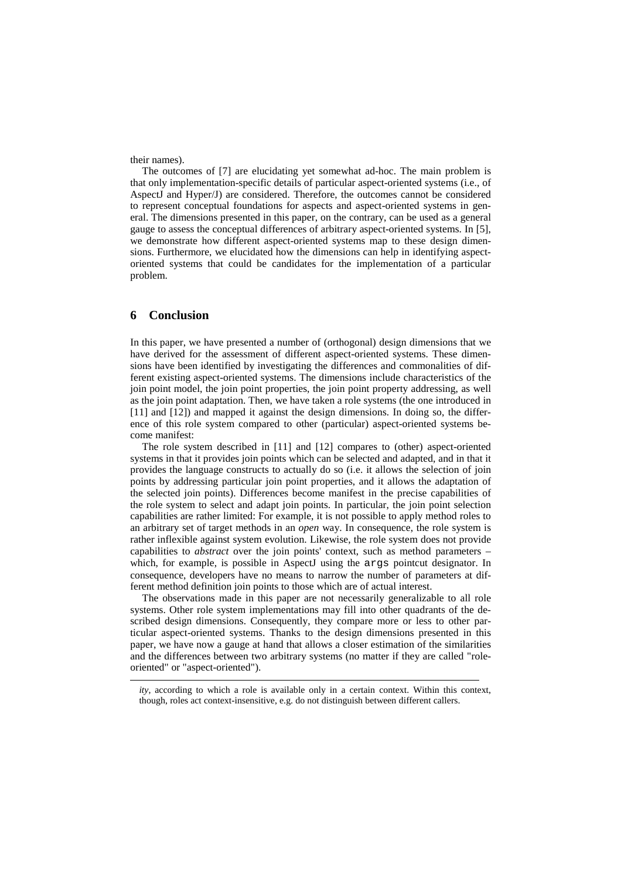their names).

The outcomes of [7] are elucidating yet somewhat ad-hoc. The main problem is that only implementation-specific details of particular aspect-oriented systems (i.e., of AspectJ and Hyper/J) are considered. Therefore, the outcomes cannot be considered to represent conceptual foundations for aspects and aspect-oriented systems in general. The dimensions presented in this paper, on the contrary, can be used as a general gauge to assess the conceptual differences of arbitrary aspect-oriented systems. In [5], we demonstrate how different aspect-oriented systems map to these design dimensions. Furthermore, we elucidated how the dimensions can help in identifying aspect-oriented systems that could be candidates for the implementation of a particular problem.

## 6 Conclusion

In this paper, we have presented a number of (orthogonal) design dimensions that we have derived for the assessment of different aspect-oriented systems. These dimensions have been identified by investigating the differences and commonalities of different existing aspect-oriented systems. The dimensions include characteristics of the join point model, the join point properties, the join point property addressing, as well as the join point adaptation. Then, we have taken a role systems (the one introduced in [11] and [12]) and mapped it against the design dimensions. In doing so, the difference of this role system compared to other (particular) aspect-oriented systems become manifest:

The role system described in [11] and [12] compares to (other) aspect-oriented systems in that it provides join points which can be selected and adapted, and in that it provides the language constructs to actually do so (i.e. it allows the selection of join points by addressing particular join point properties, and it allows the adaptation of the selected join points). Differences become manifest in the precise capabilities of the role system to select and adapt join points. In particular, the join point selection capabilities are rather limited: For example, it is not possible to apply method roles to an arbitrary set of target methods in an *open* way. In consequence, the role system is rather inflexible against system evolution. Likewise, the role system does not provide capabilities to *abstract* over the join points' context, such as method parameters – which, for example, is possible in AspectJ using the `args` pointcut designator. In consequence, developers have no means to narrow the number of parameters at different method definition join points to those which are of actual interest.

The observations made in this paper are not necessarily generalizable to all role systems. Other role system implementations may fill into other quadrants of the described design dimensions. Consequently, they compare more or less to other particular aspect-oriented systems. Thanks to the design dimensions presented in this paper, we have now a gauge at hand that allows a closer estimation of the similarities and the differences between two arbitrary systems (no matter if they are called "role-oriented" or "aspect-oriented").

---

*ity*, according to which a role is available only in a certain context. Within this context, though, roles act context-insensitive, e.g. do not distinguish between different callers.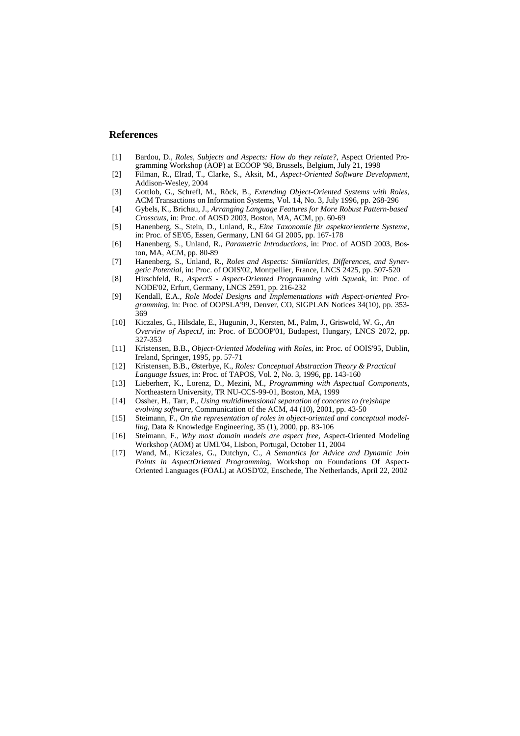## References

[1] Bardou, D., *Roles, Subjects and Aspects: How do they relate?*, Aspect Oriented Programming Workshop (AOP) at ECOOP '98, Brussels, Belgium, July 21, 1998

[2] Filman, R., Elrad, T., Clarke, S., Aksit, M., *Aspect-Oriented Software Development*, Addison-Wesley, 2004

[3] Gottlob, G., Schrefl, M., Röck, B., *Extending Object-Oriented Systems with Roles*, ACM Transactions on Information Systems, Vol. 14, No. 3, July 1996, pp. 268-296

[4] Gybels, K., Brichau, J., *Arranging Language Features for More Robust Pattern-based Crosscuts*, in: Proc. of AOSD 2003, Boston, MA, ACM, pp. 60-69

[5] Hanenberg, S., Stein, D., Unland, R., *Eine Taxonomie für aspektorientierte Systeme*, in: Proc. of SE'05, Essen, Germany, LNI 64 GI 2005, pp. 167-178

[6] Hanenberg, S., Unland, R., *Parametric Introductions*, in: Proc. of AOSD 2003, Boston, MA, ACM, pp. 80-89

[7] Hanenberg, S., Unland, R., *Roles and Aspects: Similarities, Differences, and Synergetic Potential*, in: Proc. of OOIS'02, Montpellier, France, LNCS 2425, pp. 507-520

[8] Hirschfeld, R., *AspectS - Aspect-Oriented Programming with Squeak*, in: Proc. of NODE'02, Erfurt, Germany, LNCS 2591, pp. 216-232

[9] Kendall, E.A., *Role Model Designs and Implementations with Aspect-oriented Programming*, in: Proc. of OOPSLA'99, Denver, CO, SIGPLAN Notices 34(10), pp. 353-369

[10] Kiczales, G., Hilsdale, E., Hugunin, J., Kersten, M., Palm, J., Griswold, W. G., *An Overview of AspectJ*, in: Proc. of ECOOP'01, Budapest, Hungary, LNCS 2072, pp. 327-353

[11] Kristensen, B.B., *Object-Oriented Modeling with Roles*, in: Proc. of OOIS'95, Dublin, Ireland, Springer, 1995, pp. 57-71

[12] Kristensen, B.B., Østerbye, K., *Roles: Conceptual Abstraction Theory & Practical Language Issues*, in: Proc. of TAPOS, Vol. 2, No. 3, 1996, pp. 143-160

[13] Lieberherr, K., Lorenz, D., Mezini, M., *Programming with Aspectual Components*, Northeastern University, TR NU-CCS-99-01, Boston, MA, 1999

[14] Ossher, H., Tarr, P., *Using multidimensional separation of concerns to (re)shape evolving software*, Communication of the ACM, 44 (10), 2001, pp. 43-50

[15] Steimann, F., *On the representation of roles in object-oriented and conceptual modelling*, Data & Knowledge Engineering, 35 (1), 2000, pp. 83-106

[16] Steimann, F., *Why most domain models are aspect free*, Aspect-Oriented Modeling Workshop (AOM) at UML'04, Lisbon, Portugal, October 11, 2004

[17] Wand, M., Kiczales, G., Dutchyn, C., *A Semantics for Advice and Dynamic Join Points in AspectOriented Programming*, Workshop on Foundations Of Aspect-Oriented Languages (FOAL) at AOSD'02, Enschede, The Netherlands, April 22, 2002